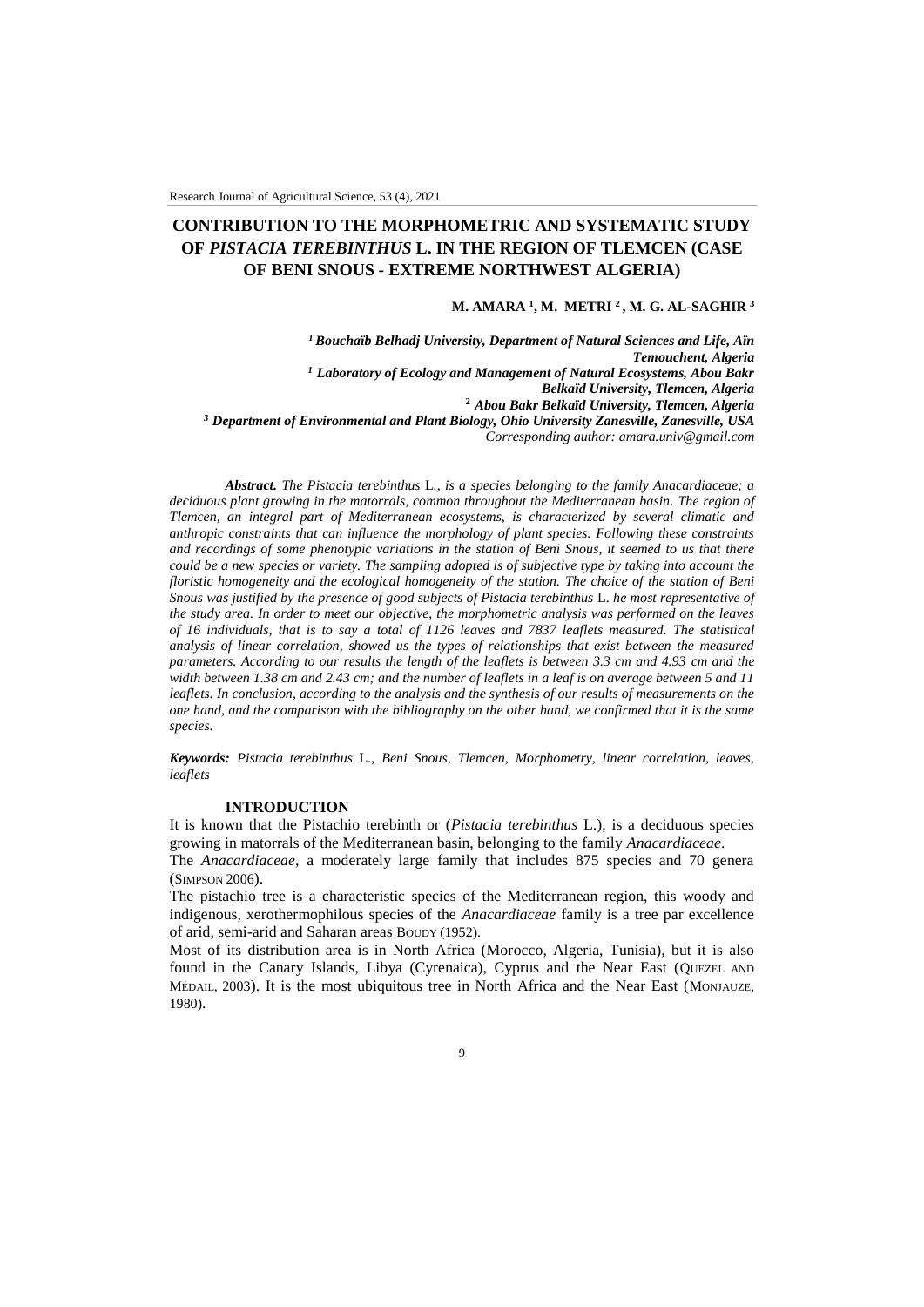# CONTRIBUTION TO THE MORPHOMETRIC AND SYSTEMATIC STUDY OF *PISTACIA TEREBINTHUS* L. IN THE REGION OF TLEMCEN (CASE OF BENI SNOUS - EXTREME NORTHWEST ALGERIA)

**M. AMARA [1], M. METRI [2], M. G. AL-SAGHIR [3]**

*[1] Bouchaïb Belhadj University, Department of Natural Sciences and Life, Aïn Temouchent, Algeria*
*[1] Laboratory of Ecology and Management of Natural Ecosystems, Abou Bakr Belkaïd University, Tlemcen, Algeria*
*[2] Abou Bakr Belkaïd University, Tlemcen, Algeria*
*[3] Department of Environmental and Plant Biology, Ohio University Zanesville, Zanesville, USA*
*Corresponding author: amara.univ@gmail.com*

***Abstract.*** *The Pistacia terebinthus* L.*, is a species belonging to the family Anacardiaceae; a deciduous plant growing in the matorrals, common throughout the Mediterranean basin. The region of Tlemcen, an integral part of Mediterranean ecosystems, is characterized by several climatic and anthropic constraints that can influence the morphology of plant species. Following these constraints and recordings of some phenotypic variations in the station of Beni Snous, it seemed to us that there could be a new species or variety. The sampling adopted is of subjective type by taking into account the floristic homogeneity and the ecological homogeneity of the station. The choice of the station of Beni Snous was justified by the presence of good subjects of Pistacia terebinthus* L. *he most representative of the study area. In order to meet our objective, the morphometric analysis was performed on the leaves of 16 individuals, that is to say a total of 1126 leaves and 7837 leaflets measured. The statistical analysis of linear correlation, showed us the types of relationships that exist between the measured parameters. According to our results the length of the leaflets is between 3.3 cm and 4.93 cm and the width between 1.38 cm and 2.43 cm; and the number of leaflets in a leaf is on average between 5 and 11 leaflets. In conclusion, according to the analysis and the synthesis of our results of measurements on the one hand, and the comparison with the bibliography on the other hand, we confirmed that it is the same species.*

***Keywords:*** *Pistacia terebinthus* L.*, Beni Snous, Tlemcen, Morphometry, linear correlation, leaves, leaflets*

## INTRODUCTION

It is known that the Pistachio terebinth or (*Pistacia terebinthus* L.), is a deciduous species growing in matorrals of the Mediterranean basin, belonging to the family *Anacardiaceae*.

The *Anacardiaceae*, a moderately large family that includes 875 species and 70 genera (SIMPSON 2006).

The pistachio tree is a characteristic species of the Mediterranean region, this woody and indigenous, xerothermophilous species of the *Anacardiaceae* family is a tree par excellence of arid, semi-arid and Saharan areas BOUDY (1952).

Most of its distribution area is in North Africa (Morocco, Algeria, Tunisia), but it is also found in the Canary Islands, Libya (Cyrenaica), Cyprus and the Near East (QUEZEL AND MÉDAIL, 2003). It is the most ubiquitous tree in North Africa and the Near East (MONJAUZE, 1980).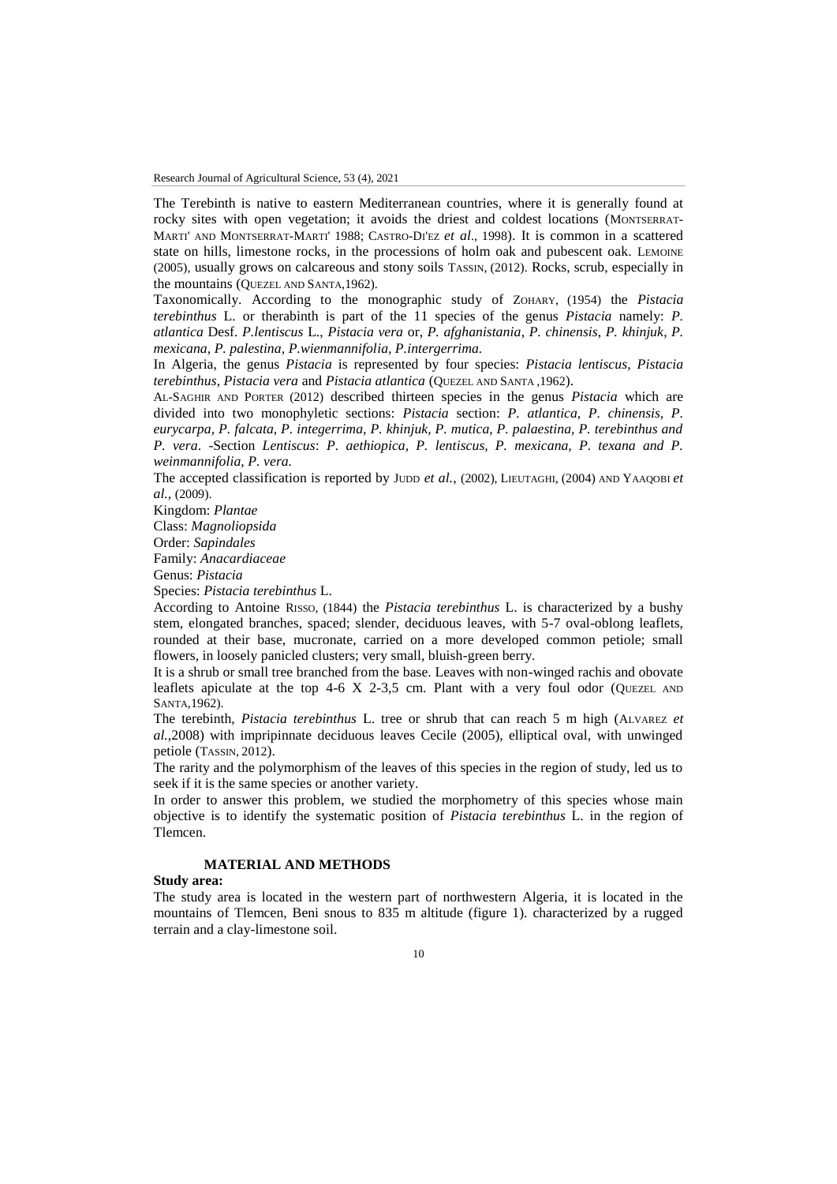The Terebinth is native to eastern Mediterranean countries, where it is generally found at rocky sites with open vegetation; it avoids the driest and coldest locations (MONTSERRAT-MARTI' AND MONTSERRAT-MARTI' 1988; CASTRO-DI'EZ *et al*., 1998). It is common in a scattered state on hills, limestone rocks, in the processions of holm oak and pubescent oak. LEMOINE (2005), usually grows on calcareous and stony soils TASSIN, (2012). Rocks, scrub, especially in the mountains (QUEZEL AND SANTA,1962).

Taxonomically. According to the monographic study of ZOHARY, (1954) the *Pistacia terebinthus* L. or therabinth is part of the 11 species of the genus *Pistacia* namely: *P. atlantica* Desf. *P.lentiscus* L., *Pistacia vera* or, *P. afghanistania, P. chinensis, P. khinjuk, P. mexicana, P. palestina, P.wienmannifolia, P.intergerrima.*

In Algeria, the genus *Pistacia* is represented by four species: *Pistacia lentiscus*, *Pistacia terebinthus*, *Pistacia vera* and *Pistacia atlantica* (QUEZEL AND SANTA ,1962).

AL-SAGHIR AND PORTER (2012) described thirteen species in the genus *Pistacia* which are divided into two monophyletic sections: *Pistacia* section: *P. atlantica, P. chinensis, P. eurycarpa, P. falcata, P. integerrima, P. khinjuk, P. mutica, P. palaestina, P. terebinthus and P. vera*. -Section *Lentiscus*: *P. aethiopica, P. lentiscus, P. mexicana, P. texana and P. weinmannifolia, P. vera.*

The accepted classification is reported by JUDD *et al.*, (2002), LIEUTAGHI, (2004) AND YAAQOBI *et al.*, (2009).

Kingdom: *Plantae*

Class: *Magnoliopsida*

Order: *Sapindales*

Family: *Anacardiaceae*

Genus: *Pistacia*

Species: *Pistacia terebinthus* L.

According to Antoine RISSO, (1844) the *Pistacia terebinthus* L. is characterized by a bushy stem, elongated branches, spaced; slender, deciduous leaves, with 5-7 oval-oblong leaflets, rounded at their base, mucronate, carried on a more developed common petiole; small flowers, in loosely panicled clusters; very small, bluish-green berry.

It is a shrub or small tree branched from the base. Leaves with non-winged rachis and obovate leaflets apiculate at the top 4-6 X 2-3,5 cm. Plant with a very foul odor (QUEZEL AND SANTA,1962).

The terebinth, *Pistacia terebinthus* L. tree or shrub that can reach 5 m high (ALVAREZ *et al.*,2008) with impripinnate deciduous leaves Cecile (2005), elliptical oval, with unwinged petiole (TASSIN, 2012).

The rarity and the polymorphism of the leaves of this species in the region of study, led us to seek if it is the same species or another variety.

In order to answer this problem, we studied the morphometry of this species whose main objective is to identify the systematic position of *Pistacia terebinthus* L. in the region of Tlemcen.

## MATERIAL AND METHODS

**Study area:**

The study area is located in the western part of northwestern Algeria, it is located in the mountains of Tlemcen, Beni snous to 835 m altitude (figure 1). characterized by a rugged terrain and a clay-limestone soil.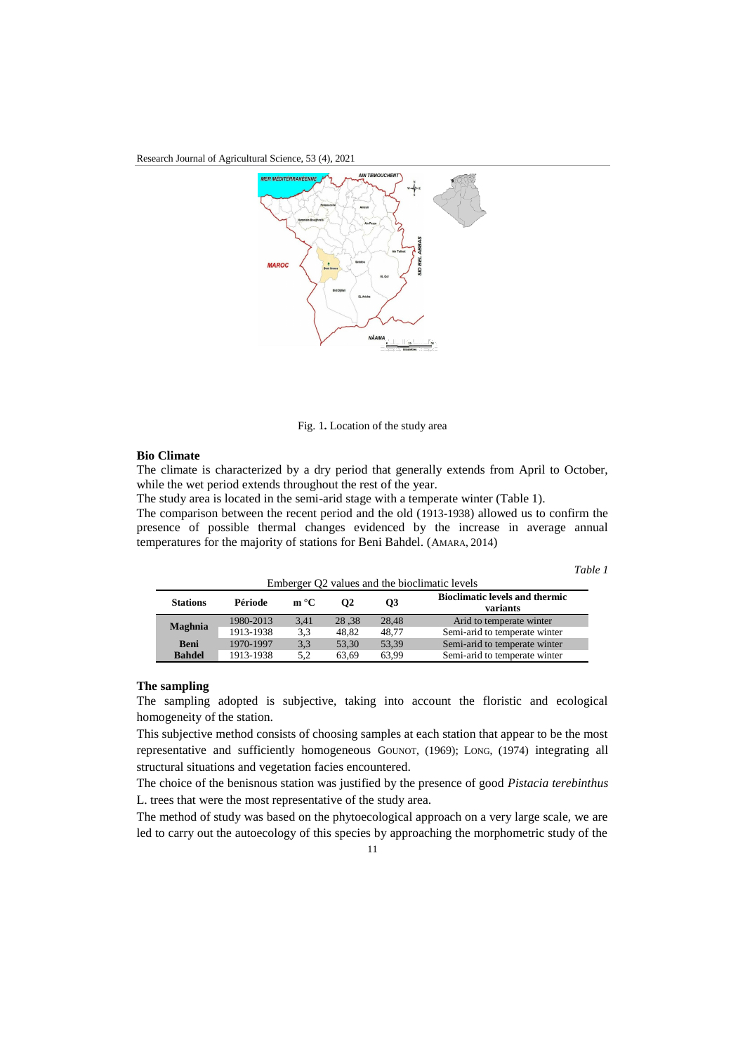Fig. 1. Location of the study area

### Bio Climate

The climate is characterized by a dry period that generally extends from April to October, while the wet period extends throughout the rest of the year.

The study area is located in the semi-arid stage with a temperate winter (Table 1).

The comparison between the recent period and the old (1913-1938) allowed us to confirm the presence of possible thermal changes evidenced by the increase in average annual temperatures for the majority of stations for Beni Bahdel. (AMARA, 2014)

*Table 1*

Emberger Q2 values and the bioclimatic levels

| Stations | Période | m °C | Q2 | Q3 | Bioclimatic levels and thermic variants |
|---|---|---|---|---|---|
| Maghnia | 1980-2013 | 3,41 | 28 ,38 | 28,48 | Arid to temperate winter |
| | 1913-1938 | 3,3 | 48,82 | 48,77 | Semi-arid to temperate winter |
| Beni Bahdel | 1970-1997 | 3,3 | 53,30 | 53,39 | Semi-arid to temperate winter |
| | 1913-1938 | 5,2 | 63,69 | 63,99 | Semi-arid to temperate winter |

### The sampling

The sampling adopted is subjective, taking into account the floristic and ecological homogeneity of the station.

This subjective method consists of choosing samples at each station that appear to be the most representative and sufficiently homogeneous GOUNOT, (1969); LONG, (1974) integrating all structural situations and vegetation facies encountered.

The choice of the benisnous station was justified by the presence of good *Pistacia terebinthus* L. trees that were the most representative of the study area.

The method of study was based on the phytoecological approach on a very large scale, we are led to carry out the autoecology of this species by approaching the morphometric study of the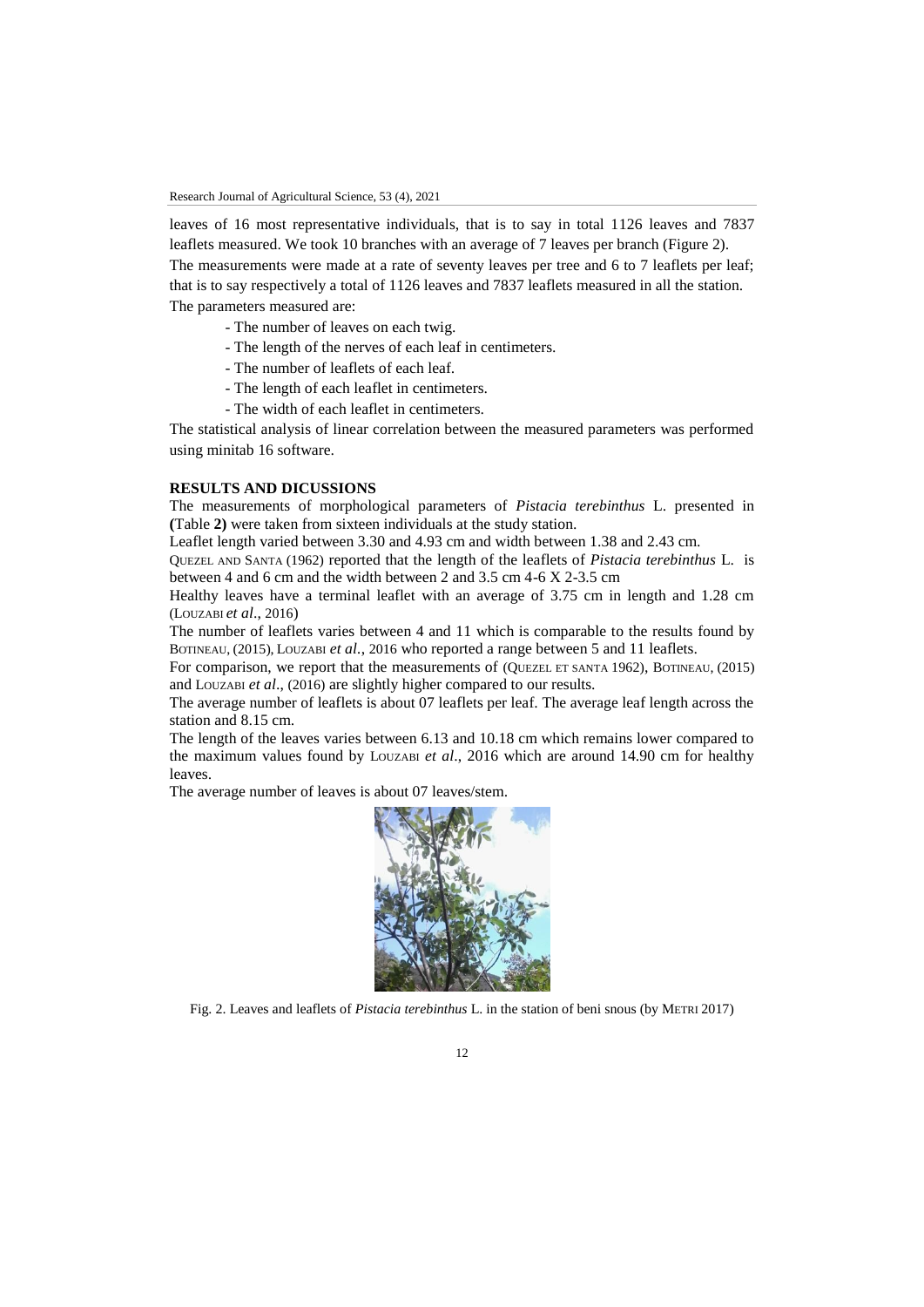leaves of 16 most representative individuals, that is to say in total 1126 leaves and 7837 leaflets measured. We took 10 branches with an average of 7 leaves per branch (Figure 2).

The measurements were made at a rate of seventy leaves per tree and 6 to 7 leaflets per leaf; that is to say respectively a total of 1126 leaves and 7837 leaflets measured in all the station.

The parameters measured are:

- The number of leaves on each twig.
- The length of the nerves of each leaf in centimeters.
- The number of leaflets of each leaf.
- The length of each leaflet in centimeters.
- The width of each leaflet in centimeters.

The statistical analysis of linear correlation between the measured parameters was performed using minitab 16 software.

**RESULTS AND DICUSSIONS**

The measurements of morphological parameters of *Pistacia terebinthus* L. presented in **(**Table **2)** were taken from sixteen individuals at the study station.

Leaflet length varied between 3.30 and 4.93 cm and width between 1.38 and 2.43 cm.

QUEZEL AND SANTA (1962) reported that the length of the leaflets of *Pistacia terebinthus* L. is between 4 and 6 cm and the width between 2 and 3.5 cm 4-6 X 2-3.5 cm

Healthy leaves have a terminal leaflet with an average of 3.75 cm in length and 1.28 cm (LOUZABI *et al*., 2016)

The number of leaflets varies between 4 and 11 which is comparable to the results found by BOTINEAU, (2015), LOUZABI *et al.*, 2016 who reported a range between 5 and 11 leaflets.

For comparison, we report that the measurements of (QUEZEL ET SANTA 1962), BOTINEAU, (2015) and LOUZABI *et al*., (2016) are slightly higher compared to our results.

The average number of leaflets is about 07 leaflets per leaf. The average leaf length across the station and 8.15 cm.

The length of the leaves varies between 6.13 and 10.18 cm which remains lower compared to the maximum values found by LOUZABI *et al*., 2016 which are around 14.90 cm for healthy leaves.

The average number of leaves is about 07 leaves/stem.

Fig. 2. Leaves and leaflets of *Pistacia terebinthus* L. in the station of beni snous (by METRI 2017)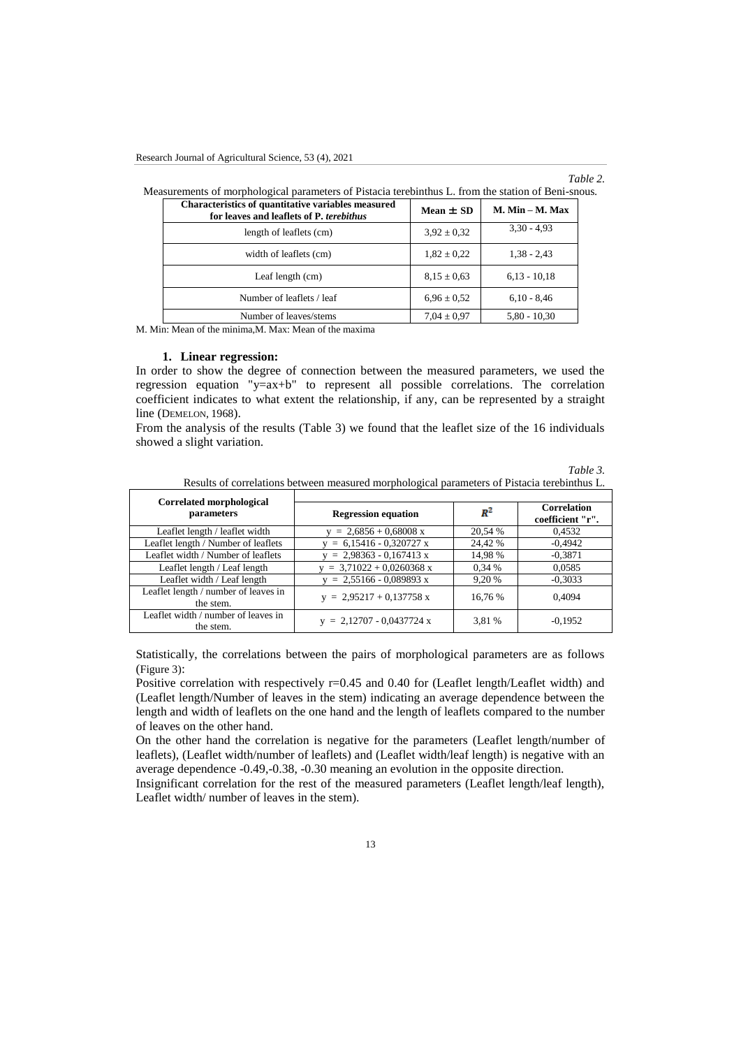*Table 2.*

Measurements of morphological parameters of Pistacia terebinthus L. from the station of Beni-snous.

| Characteristics of quantitative variables measured for leaves and leaflets of P. *terebithus* | Mean ± SD | M. Min – M. Max |
|---|---|---|
| length of leaflets (cm) | 3,92 ± 0,32 | 3,30 - 4,93 |
| width of leaflets (cm) | 1,82 ± 0,22 | 1,38 - 2,43 |
| Leaf length (cm) | 8,15 ± 0,63 | 6,13 - 10,18 |
| Number of leaflets / leaf | 6,96 ± 0,52 | 6,10 - 8,46 |
| Number of leaves/stems | 7,04 ± 0,97 | 5,80 - 10,30 |

M. Min: Mean of the minima,M. Max: Mean of the maxima

### 1. Linear regression:

In order to show the degree of connection between the measured parameters, we used the regression equation "y=ax+b" to represent all possible correlations. The correlation coefficient indicates to what extent the relationship, if any, can be represented by a straight line (DEMELON, 1968).

From the analysis of the results (Table 3) we found that the leaflet size of the 16 individuals showed a slight variation.

*Table 3.*

Results of correlations between measured morphological parameters of Pistacia terebinthus L.

| Correlated morphological parameters | Regression equation | $R^2$ | Correlation coefficient "r". |
|---|---|---|---|
| Leaflet length / leaflet width | y = 2,6856 + 0,68008 x | 20,54 % | 0,4532 |
| Leaflet length / Number of leaflets | y = 6,15416 - 0,320727 x | 24,42 % | -0,4942 |
| Leaflet width / Number of leaflets | y = 2,98363 - 0,167413 x | 14,98 % | -0,3871 |
| Leaflet length / Leaf length | y = 3,71022 + 0,0260368 x | 0,34 % | 0,0585 |
| Leaflet width / Leaf length | y = 2,55166 - 0,089893 x | 9,20 % | -0,3033 |
| Leaflet length / number of leaves in the stem. | y = 2,95217 + 0,137758 x | 16,76 % | 0,4094 |
| Leaflet width / number of leaves in the stem. | y = 2,12707 - 0,0437724 x | 3,81 % | -0,1952 |

Statistically, the correlations between the pairs of morphological parameters are as follows (Figure 3):

Positive correlation with respectively r=0.45 and 0.40 for (Leaflet length/Leaflet width) and (Leaflet length/Number of leaves in the stem) indicating an average dependence between the length and width of leaflets on the one hand and the length of leaflets compared to the number of leaves on the other hand.

On the other hand the correlation is negative for the parameters (Leaflet length/number of leaflets), (Leaflet width/number of leaflets) and (Leaflet width/leaf length) is negative with an average dependence -0.49,-0.38, -0.30 meaning an evolution in the opposite direction.

Insignificant correlation for the rest of the measured parameters (Leaflet length/leaf length), Leaflet width/ number of leaves in the stem).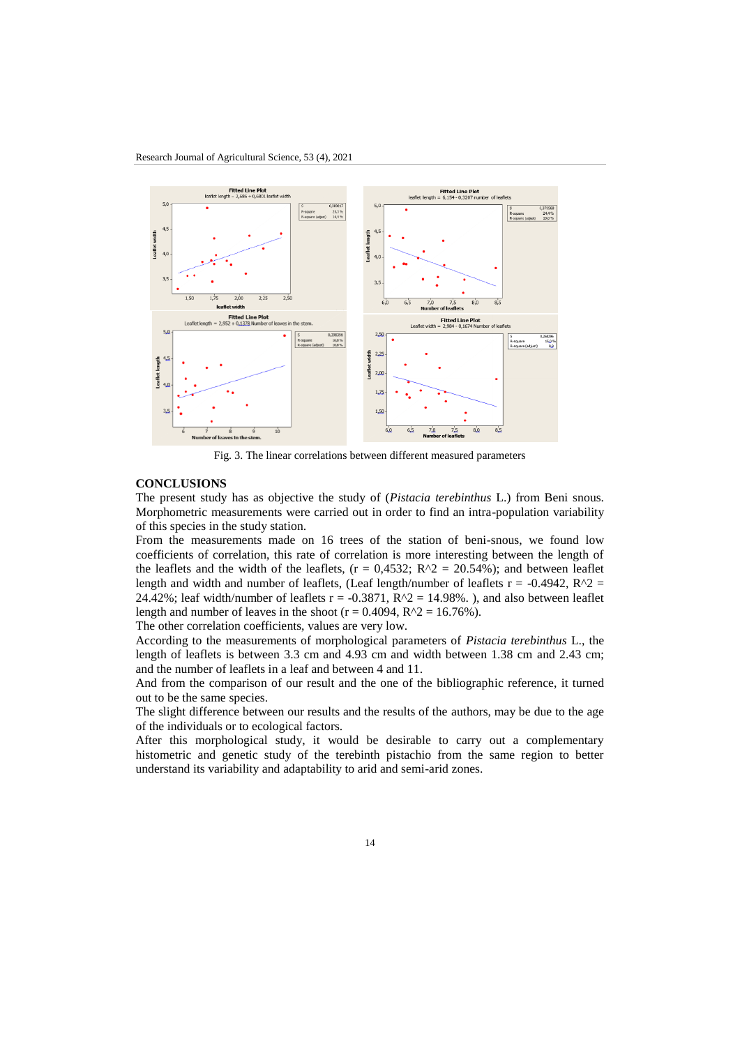Fig. 3. The linear correlations between different measured parameters

## CONCLUSIONS

The present study has as objective the study of (*Pistacia terebinthus* L.) from Beni snous. Morphometric measurements were carried out in order to find an intra-population variability of this species in the study station.

From the measurements made on 16 trees of the station of beni-snous, we found low coefficients of correlation, this rate of correlation is more interesting between the length of the leaflets and the width of the leaflets, ($r = 0,4532$; $R^2 = 20.54\%$); and between leaflet length and width and number of leaflets, (Leaf length/number of leaflets $r = -0.4942$, $R^2 = 24.42\%$; leaf width/number of leaflets $r = -0.3871$, $R^2 = 14.98\%$. ), and also between leaflet length and number of leaves in the shoot ($r = 0.4094$, $R^2 = 16.76\%$).

The other correlation coefficients, values are very low.

According to the measurements of morphological parameters of *Pistacia terebinthus* L., the length of leaflets is between 3.3 cm and 4.93 cm and width between 1.38 cm and 2.43 cm; and the number of leaflets in a leaf and between 4 and 11.

And from the comparison of our result and the one of the bibliographic reference, it turned out to be the same species.

The slight difference between our results and the results of the authors, may be due to the age of the individuals or to ecological factors.

After this morphological study, it would be desirable to carry out a complementary histometric and genetic study of the terebinth pistachio from the same region to better understand its variability and adaptability to arid and semi-arid zones.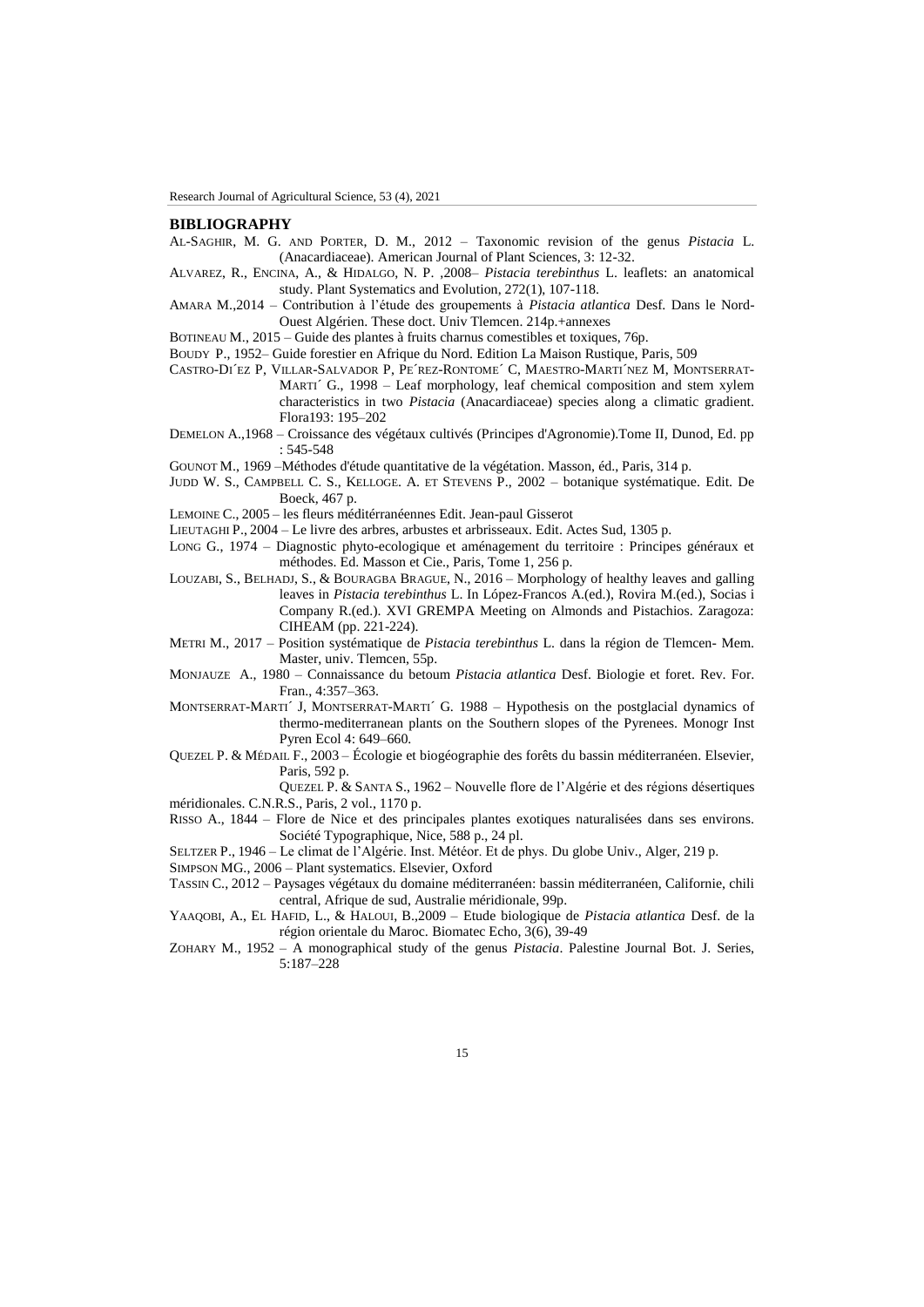## BIBLIOGRAPHY

AL-SAGHIR, M. G. AND PORTER, D. M., 2012 – Taxonomic revision of the genus *Pistacia* L. (Anacardiaceae). American Journal of Plant Sciences, 3: 12-32.

ALVAREZ, R., ENCINA, A., & HIDALGO, N. P. ,2008– *Pistacia terebinthus* L. leaflets: an anatomical study. Plant Systematics and Evolution, 272(1), 107-118.

AMARA M.,2014 – Contribution à l'étude des groupements à *Pistacia atlantica* Desf. Dans le Nord-Ouest Algérien. These doct. Univ Tlemcen. 214p.+annexes

BOTINEAU M., 2015 – Guide des plantes à fruits charnus comestibles et toxiques, 76p.

BOUDY P., 1952– Guide forestier en Afrique du Nord. Edition La Maison Rustique, Paris, 509

CASTRO-DI´EZ P, VILLAR-SALVADOR P, PE´REZ-RONTOME´ C, MAESTRO-MARTI´NEZ M, MONTSERRAT-MARTI´ G., 1998 – Leaf morphology, leaf chemical composition and stem xylem characteristics in two *Pistacia* (Anacardiaceae) species along a climatic gradient. Flora193: 195–202

DEMELON A.,1968 – Croissance des végétaux cultivés (Principes d'Agronomie).Tome II, Dunod, Ed. pp : 545-548

GOUNOT M., 1969 –Méthodes d'étude quantitative de la végétation. Masson, éd., Paris, 314 p.

JUDD W. S., CAMPBELL C. S., KELLOGE. A. ET STEVENS P., 2002 – botanique systématique. Edit. De Boeck, 467 p.

LEMOINE C., 2005 – les fleurs méditérranéennes Edit. Jean-paul Gisserot

LIEUTAGHI P., 2004 – Le livre des arbres, arbustes et arbrisseaux. Edit. Actes Sud, 1305 p.

LONG G., 1974 – Diagnostic phyto-ecologique et aménagement du territoire : Principes généraux et méthodes. Ed. Masson et Cie., Paris, Tome 1, 256 p.

LOUZABI, S., BELHADJ, S., & BOURAGBA BRAGUE, N., 2016 – Morphology of healthy leaves and galling leaves in *Pistacia terebinthus* L. In López-Francos A.(ed.), Rovira M.(ed.), Socias i Company R.(ed.). XVI GREMPA Meeting on Almonds and Pistachios. Zaragoza: CIHEAM (pp. 221-224).

METRI M., 2017 – Position systématique de *Pistacia terebinthus* L. dans la région de Tlemcen- Mem. Master, univ. Tlemcen, 55p.

MONJAUZE A., 1980 – Connaissance du betoum *Pistacia atlantica* Desf. Biologie et foret. Rev. For. Fran., 4:357–363.

MONTSERRAT-MARTI´ J, MONTSERRAT-MARTI´ G. 1988 – Hypothesis on the postglacial dynamics of thermo-mediterranean plants on the Southern slopes of the Pyrenees. Monogr Inst Pyren Ecol 4: 649–660.

QUEZEL P. & MÉDAIL F., 2003 – Écologie et biogéographie des forêts du bassin méditerranéen. Elsevier, Paris, 592 p.

QUEZEL P. & SANTA S., 1962 – Nouvelle flore de l'Algérie et des régions désertiques méridionales. C.N.R.S., Paris, 2 vol., 1170 p.

RISSO A., 1844 – Flore de Nice et des principales plantes exotiques naturalisées dans ses environs. Société Typographique, Nice, 588 p., 24 pl.

SELTZER P., 1946 – Le climat de l'Algérie. Inst. Météor. Et de phys. Du globe Univ., Alger, 219 p.

SIMPSON MG., 2006 – Plant systematics. Elsevier, Oxford

TASSIN C., 2012 – Paysages végétaux du domaine méditerranéen: bassin méditerranéen, Californie, chili central, Afrique de sud, Australie méridionale, 99p.

YAAQOBI, A., EL HAFID, L., & HALOUI, B.,2009 – Etude biologique de *Pistacia atlantica* Desf. de la région orientale du Maroc. Biomatec Echo, 3(6), 39-49

ZOHARY M., 1952 – A monographical study of the genus *Pistacia*. Palestine Journal Bot. J. Series, 5:187–228